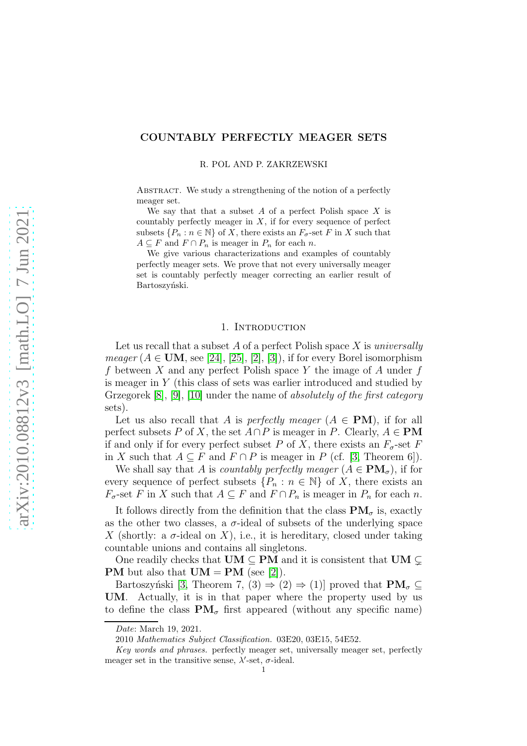# COUNTABLY PERFECTLY MEAGER SETS

R. POL AND P. ZAKRZEWSKI

Abstract. We study a strengthening of the notion of a perfectly meager set.

We say that that a subset $A$ of a perfect Polish space $X$ is countably perfectly meager in $X$, if for every sequence of perfect subsets $\{P_n : n \in \mathbb{N}\}$ of $X$, there exists an $F_\sigma$-set $F$ in $X$ such that $A \subseteq F$ and $F \cap P_n$ is meager in $P_n$ for each $n$.

We give various characterizations and examples of countably perfectly meager sets. We prove that not every universally meager set is countably perfectly meager correcting an earlier result of Bartoszyński.

## 1. Introduction

Let us recall that a subset $A$ of a perfect Polish space $X$ is *universally meager* ($A \in \mathbf{UM}$, see [24], [25], [2], [3]), if for every Borel isomorphism $f$ between $X$ and any perfect Polish space $Y$ the image of $A$ under $f$ is meager in $Y$ (this class of sets was earlier introduced and studied by Grzegorek [8], [9], [10] under the name of *absolutely of the first category* sets).

Let us also recall that $A$ is *perfectly meager* ($A \in \mathbf{PM}$), if for all perfect subsets $P$ of $X$, the set $A \cap P$ is meager in $P$. Clearly, $A \in \mathbf{PM}$ if and only if for every perfect subset $P$ of $X$, there exists an $F_\sigma$-set $F$ in $X$ such that $A \subseteq F$ and $F \cap P$ is meager in $P$ (cf. [3, Theorem 6]).

We shall say that $A$ is *countably perfectly meager* ($A \in \mathbf{PM}_\sigma$), if for every sequence of perfect subsets $\{P_n : n \in \mathbb{N}\}$ of $X$, there exists an $F_\sigma$-set $F$ in $X$ such that $A \subseteq F$ and $F \cap P_n$ is meager in $P_n$ for each $n$.

It follows directly from the definition that the class $\mathbf{PM}_\sigma$ is, exactly as the other two classes, a $\sigma$-ideal of subsets of the underlying space $X$ (shortly: a $\sigma$-ideal on $X$), i.e., it is hereditary, closed under taking countable unions and contains all singletons.

One readily checks that $\mathbf{UM} \subseteq \mathbf{PM}$ and it is consistent that $\mathbf{UM} \subsetneq \mathbf{PM}$ but also that $\mathbf{UM} = \mathbf{PM}$ (see [2]).

Bartoszyński [3, Theorem 7, (3) $\Rightarrow$ (2) $\Rightarrow$ (1)] proved that $\mathbf{PM}_\sigma \subseteq \mathbf{UM}$. Actually, it is in that paper where the property used by us to define the class $\mathbf{PM}_\sigma$ first appeared (without any specific name)

---

*Date*: March 19, 2021.

2010 *Mathematics Subject Classification.* 03E20, 03E15, 54E52.

*Key words and phrases.* perfectly meager set, universally meager set, perfectly meager set in the transitive sense, $\lambda'$-set, $\sigma$-ideal.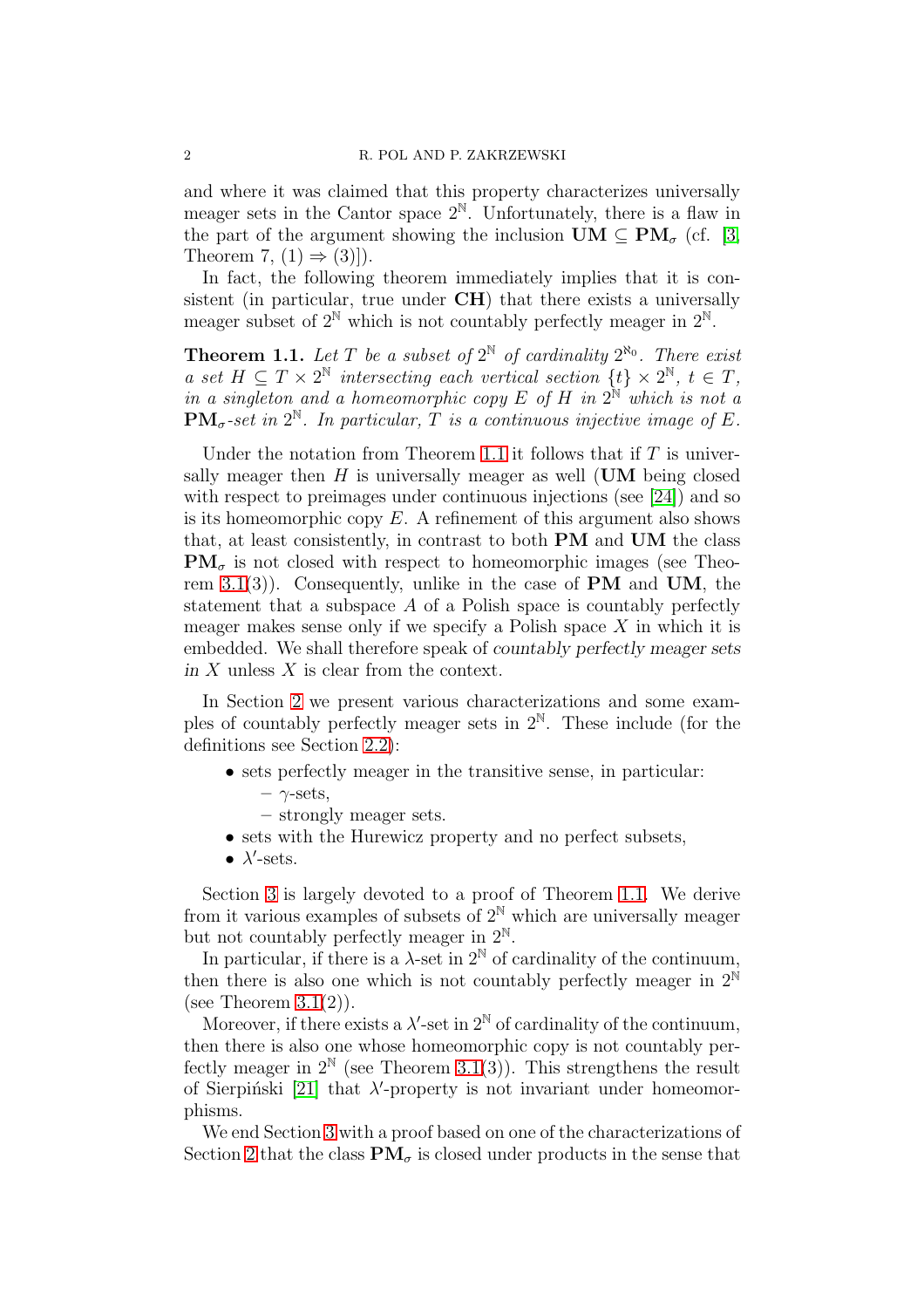and where it was claimed that this property characterizes universally meager sets in the Cantor space $2^{\mathbb{N}}$. Unfortunately, there is a flaw in the part of the argument showing the inclusion $\mathbf{UM} \subseteq \mathbf{PM}_\sigma$ (cf. [3, Theorem 7, (1) $\Rightarrow$ (3)]).

In fact, the following theorem immediately implies that it is consistent (in particular, true under **CH**) that there exists a universally meager subset of $2^{\mathbb{N}}$ which is not countably perfectly meager in $2^{\mathbb{N}}$.

**Theorem 1.1.** *Let $T$ be a subset of $2^{\mathbb{N}}$ of cardinality $2^{\aleph_0}$. There exist a set $H \subseteq T \times 2^{\mathbb{N}}$ intersecting each vertical section $\{t\} \times 2^{\mathbb{N}}$, $t \in T$, in a singleton and a homeomorphic copy $E$ of $H$ in $2^{\mathbb{N}}$ which is not a $\mathbf{PM}_\sigma$-set in $2^{\mathbb{N}}$. In particular, $T$ is a continuous injective image of $E$.*

Under the notation from Theorem 1.1 it follows that if $T$ is universally meager then $H$ is universally meager as well ($\mathbf{UM}$ being closed with respect to preimages under continuous injections (see [24]) and so is its homeomorphic copy $E$. A refinement of this argument also shows that, at least consistently, in contrast to both $\mathbf{PM}$ and $\mathbf{UM}$ the class $\mathbf{PM}_\sigma$ is not closed with respect to homeomorphic images (see Theorem 3.1(3)). Consequently, unlike in the case of $\mathbf{PM}$ and $\mathbf{UM}$, the statement that a subspace $A$ of a Polish space is countably perfectly meager makes sense only if we specify a Polish space $X$ in which it is embedded. We shall therefore speak of *countably perfectly meager sets in $X$* unless $X$ is clear from the context.

In Section 2 we present various characterizations and some examples of countably perfectly meager sets in $2^{\mathbb{N}}$. These include (for the definitions see Section 2.2):

- sets perfectly meager in the transitive sense, in particular:
  - $\gamma$-sets,
  - strongly meager sets.
- sets with the Hurewicz property and no perfect subsets,
- $\lambda'$-sets.

Section 3 is largely devoted to a proof of Theorem 1.1. We derive from it various examples of subsets of $2^{\mathbb{N}}$ which are universally meager but not countably perfectly meager in $2^{\mathbb{N}}$.

In particular, if there is a $\lambda$-set in $2^{\mathbb{N}}$ of cardinality of the continuum, then there is also one which is not countably perfectly meager in $2^{\mathbb{N}}$ (see Theorem 3.1(2)).

Moreover, if there exists a $\lambda'$-set in $2^{\mathbb{N}}$ of cardinality of the continuum, then there is also one whose homeomorphic copy is not countably perfectly meager in $2^{\mathbb{N}}$ (see Theorem 3.1(3)). This strengthens the result of Sierpiński [21] that $\lambda'$-property is not invariant under homeomorphisms.

We end Section 3 with a proof based on one of the characterizations of Section 2 that the class $\mathbf{PM}_\sigma$ is closed under products in the sense that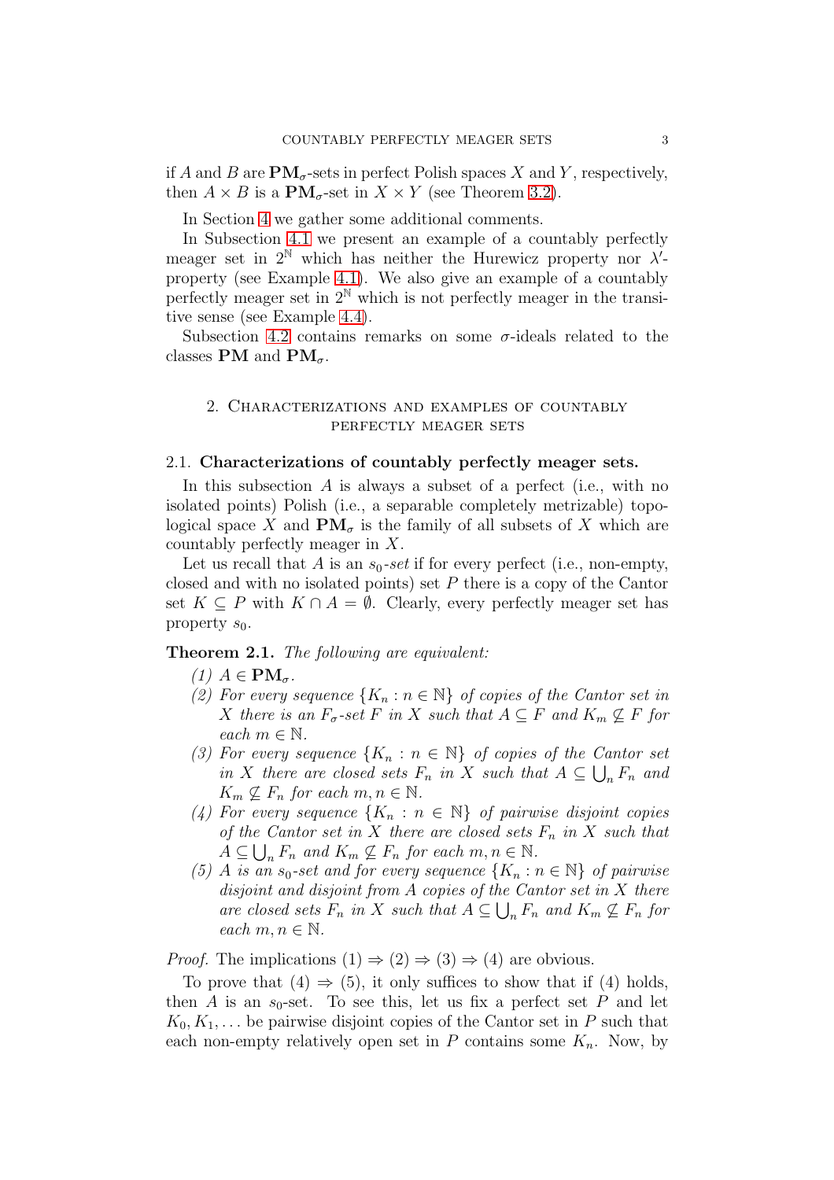if $A$ and $B$ are $\mathbf{PM}_\sigma$-sets in perfect Polish spaces $X$ and $Y$, respectively, then $A \times B$ is a $\mathbf{PM}_\sigma$-set in $X \times Y$ (see Theorem 3.2).

In Section 4 we gather some additional comments.

In Subsection 4.1 we present an example of a countably perfectly meager set in $2^{\mathbb{N}}$ which has neither the Hurewicz property nor $\lambda'$-property (see Example 4.1). We also give an example of a countably perfectly meager set in $2^{\mathbb{N}}$ which is not perfectly meager in the transitive sense (see Example 4.4).

Subsection 4.2 contains remarks on some $\sigma$-ideals related to the classes $\mathbf{PM}$ and $\mathbf{PM}_\sigma$.

## 2. Characterizations and examples of countably perfectly meager sets

### 2.1. Characterizations of countably perfectly meager sets.

In this subsection $A$ is always a subset of a perfect (i.e., with no isolated points) Polish (i.e., a separable completely metrizable) topological space $X$ and $\mathbf{PM}_\sigma$ is the family of all subsets of $X$ which are countably perfectly meager in $X$.

Let us recall that $A$ is an *$s_0$-set* if for every perfect (i.e., non-empty, closed and with no isolated points) set $P$ there is a copy of the Cantor set $K \subseteq P$ with $K \cap A = \emptyset$. Clearly, every perfectly meager set has property $s_0$.

**Theorem 2.1.** *The following are equivalent:*

*(1) $A \in \mathbf{PM}_\sigma$.*

*(2) For every sequence $\{K_n : n \in \mathbb{N}\}$ of copies of the Cantor set in $X$ there is an $F_\sigma$-set $F$ in $X$ such that $A \subseteq F$ and $K_m \not\subseteq F$ for each $m \in \mathbb{N}$.*

*(3) For every sequence $\{K_n : n \in \mathbb{N}\}$ of copies of the Cantor set in $X$ there are closed sets $F_n$ in $X$ such that $A \subseteq \bigcup_n F_n$ and $K_m \not\subseteq F_n$ for each $m, n \in \mathbb{N}$.*

*(4) For every sequence $\{K_n : n \in \mathbb{N}\}$ of pairwise disjoint copies of the Cantor set in $X$ there are closed sets $F_n$ in $X$ such that $A \subseteq \bigcup_n F_n$ and $K_m \not\subseteq F_n$ for each $m, n \in \mathbb{N}$.*

*(5) $A$ is an $s_0$-set and for every sequence $\{K_n : n \in \mathbb{N}\}$ of pairwise disjoint and disjoint from $A$ copies of the Cantor set in $X$ there are closed sets $F_n$ in $X$ such that $A \subseteq \bigcup_n F_n$ and $K_m \not\subseteq F_n$ for each $m, n \in \mathbb{N}$.*

*Proof.* The implications (1) $\Rightarrow$ (2) $\Rightarrow$ (3) $\Rightarrow$ (4) are obvious.

To prove that (4) $\Rightarrow$ (5), it only suffices to show that if (4) holds, then $A$ is an $s_0$-set. To see this, let us fix a perfect set $P$ and let $K_0, K_1, \ldots$ be pairwise disjoint copies of the Cantor set in $P$ such that each non-empty relatively open set in $P$ contains some $K_n$. Now, by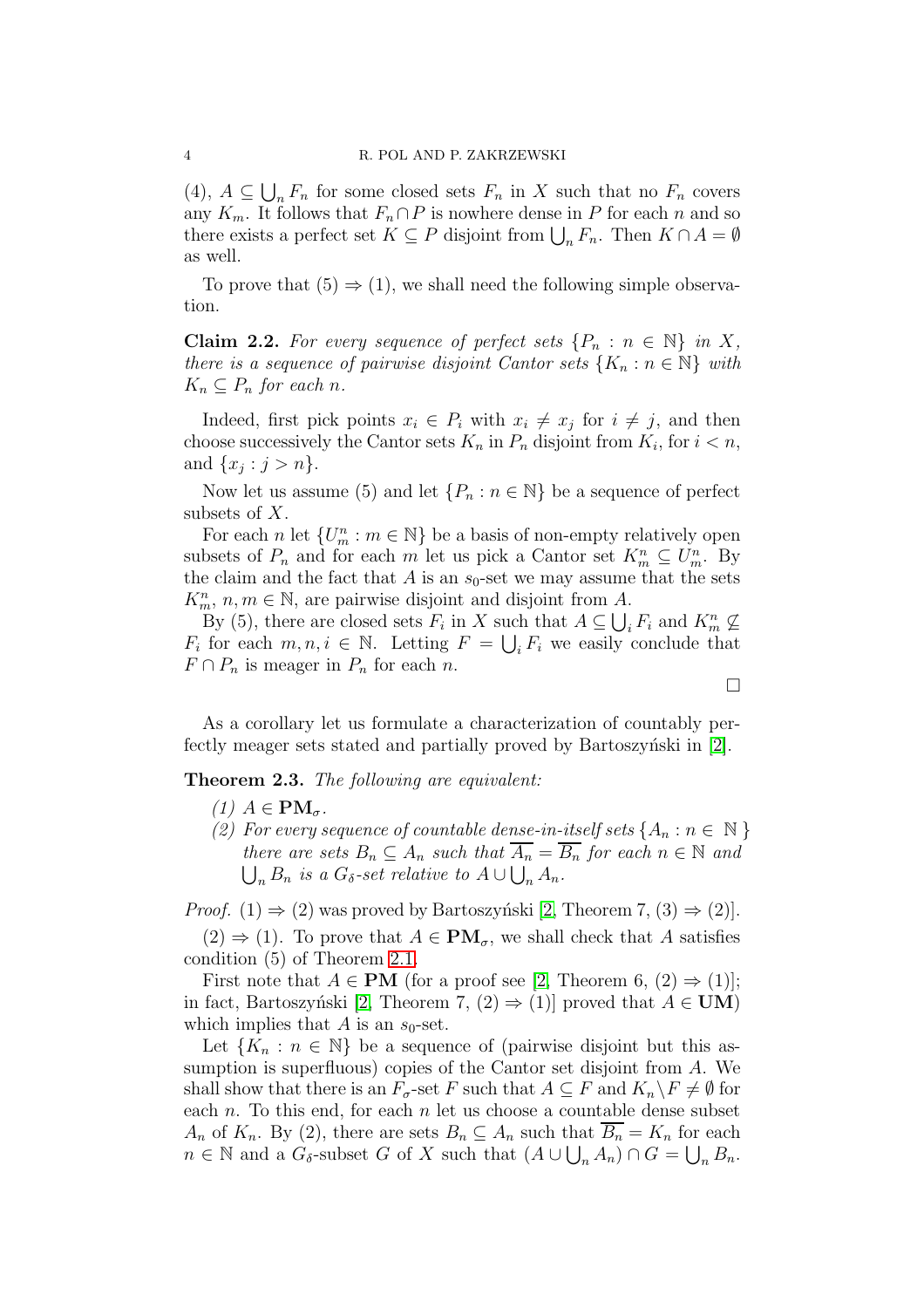(4), $A \subseteq \bigcup_n F_n$ for some closed sets $F_n$ in $X$ such that no $F_n$ covers any $K_m$. It follows that $F_n \cap P$ is nowhere dense in $P$ for each $n$ and so there exists a perfect set $K \subseteq P$ disjoint from $\bigcup_n F_n$. Then $K \cap A = \emptyset$ as well.

To prove that (5) $\Rightarrow$ (1), we shall need the following simple observation.

**Claim 2.2.** *For every sequence of perfect sets $\{P_n : n \in \mathbb{N}\}$ in $X$, there is a sequence of pairwise disjoint Cantor sets $\{K_n : n \in \mathbb{N}\}$ with $K_n \subseteq P_n$ for each $n$.*

Indeed, first pick points $x_i \in P_i$ with $x_i \neq x_j$ for $i \neq j$, and then choose successively the Cantor sets $K_n$ in $P_n$ disjoint from $K_i$, for $i < n$, and $\{x_j : j > n\}$.

Now let us assume (5) and let $\{P_n : n \in \mathbb{N}\}$ be a sequence of perfect subsets of $X$.

For each $n$ let $\{U^n_m : m \in \mathbb{N}\}$ be a basis of non-empty relatively open subsets of $P_n$ and for each $m$ let us pick a Cantor set $K^n_m \subseteq U^n_m$. By the claim and the fact that $A$ is an $s_0$-set we may assume that the sets $K^n_m$, $n, m \in \mathbb{N}$, are pairwise disjoint and disjoint from $A$.

By (5), there are closed sets $F_i$ in $X$ such that $A \subseteq \bigcup_i F_i$ and $K^n_m \not\subseteq F_i$ for each $m, n, i \in \mathbb{N}$. Letting $F = \bigcup_i F_i$ we easily conclude that $F \cap P_n$ is meager in $P_n$ for each $n$.

$\square$

As a corollary let us formulate a characterization of countably perfectly meager sets stated and partially proved by Bartoszyński in [2].

**Theorem 2.3.** *The following are equivalent:*

*(1) $A \in \mathbf{PM}_\sigma$.*

*(2) For every sequence of countable dense-in-itself sets $\{A_n : n \in \mathbb{N}\}$ there are sets $B_n \subseteq A_n$ such that $\overline{A_n} = \overline{B_n}$ for each $n \in \mathbb{N}$ and $\bigcup_n B_n$ is a $G_\delta$-set relative to $A \cup \bigcup_n A_n$.*

*Proof.* (1) $\Rightarrow$ (2) was proved by Bartoszyński [2, Theorem 7, (3) $\Rightarrow$ (2)].

(2) $\Rightarrow$ (1). To prove that $A \in \mathbf{PM}_\sigma$, we shall check that $A$ satisfies condition (5) of Theorem 2.1.

First note that $A \in \mathbf{PM}$ (for a proof see [2, Theorem 6, (2) $\Rightarrow$ (1)]; in fact, Bartoszyński [2, Theorem 7, (2) $\Rightarrow$ (1)] proved that $A \in \mathbf{UM}$) which implies that $A$ is an $s_0$-set.

Let $\{K_n : n \in \mathbb{N}\}$ be a sequence of (pairwise disjoint but this assumption is superfluous) copies of the Cantor set disjoint from $A$. We shall show that there is an $F_\sigma$-set $F$ such that $A \subseteq F$ and $K_n \setminus F \neq \emptyset$ for each $n$. To this end, for each $n$ let us choose a countable dense subset $A_n$ of $K_n$. By (2), there are sets $B_n \subseteq A_n$ such that $\overline{B_n} = K_n$ for each $n \in \mathbb{N}$ and a $G_\delta$-subset $G$ of $X$ such that $(A \cup \bigcup_n A_n) \cap G = \bigcup_n B_n$.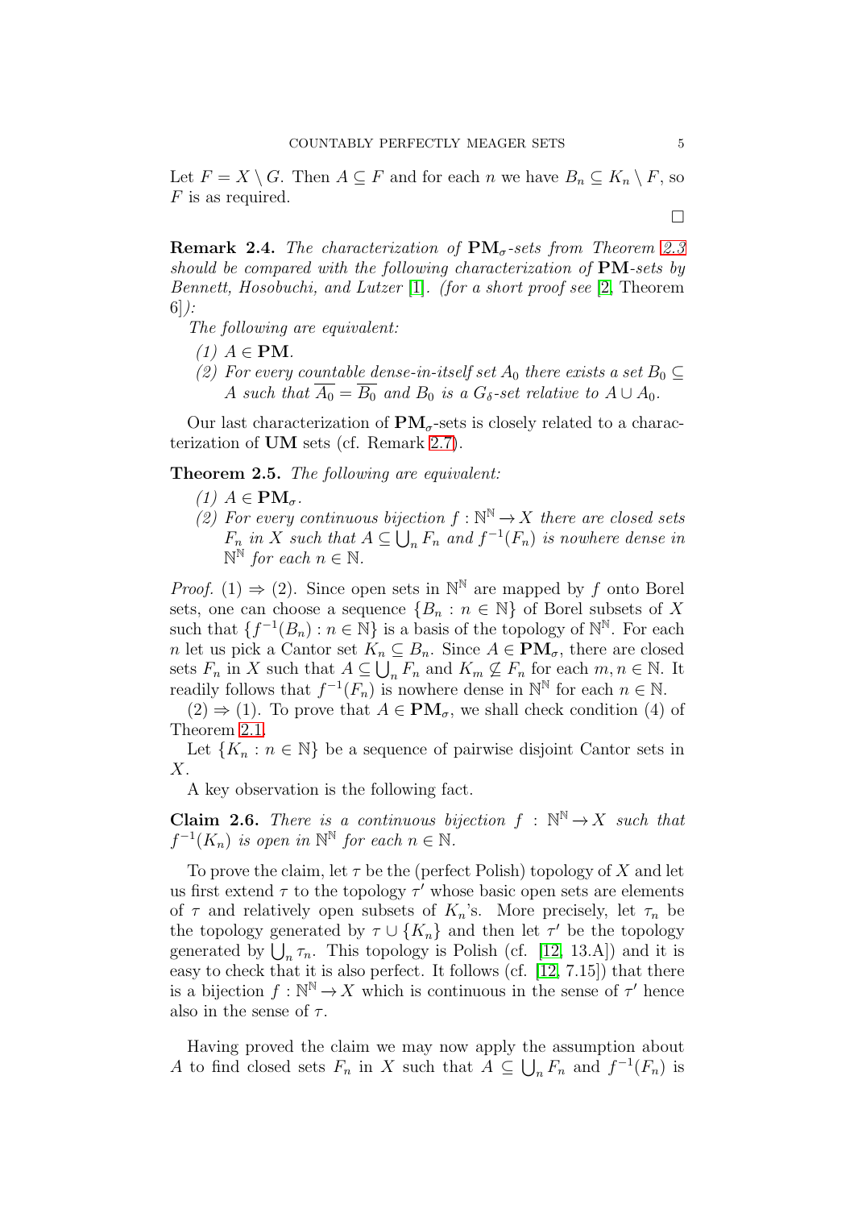Let $F = X \setminus G$. Then $A \subseteq F$ and for each $n$ we have $B_n \subseteq K_n \setminus F$, so $F$ is as required.

$\square$

**Remark 2.4.** *The characterization of* $\mathbf{PM}_\sigma$*-sets from Theorem 2.3 should be compared with the following characterization of* $\mathbf{PM}$*-sets by Bennett, Hosobuchi, and Lutzer [1]. (for a short proof see [2, Theorem 6]):*

*The following are equivalent:*

*(1)* $A \in \mathbf{PM}$.
*(2) For every countable dense-in-itself set* $A_0$ *there exists a set* $B_0 \subseteq A$ *such that* $\overline{A_0} = \overline{B_0}$ *and* $B_0$ *is a* $G_\delta$*-set relative to* $A \cup A_0$.

Our last characterization of $\mathbf{PM}_\sigma$-sets is closely related to a characterization of **UM** sets (cf. Remark 2.7).

**Theorem 2.5.** *The following are equivalent:*

*(1)* $A \in \mathbf{PM}_\sigma$.
*(2) For every continuous bijection* $f : \mathbb{N}^\mathbb{N} \to X$ *there are closed sets* $F_n$ *in* $X$ *such that* $A \subseteq \bigcup_n F_n$ *and* $f^{-1}(F_n)$ *is nowhere dense in* $\mathbb{N}^\mathbb{N}$ *for each* $n \in \mathbb{N}$.

*Proof.* (1) $\Rightarrow$ (2). Since open sets in $\mathbb{N}^\mathbb{N}$ are mapped by $f$ onto Borel sets, one can choose a sequence $\{B_n : n \in \mathbb{N}\}$ of Borel subsets of $X$ such that $\{f^{-1}(B_n) : n \in \mathbb{N}\}$ is a basis of the topology of $\mathbb{N}^\mathbb{N}$. For each $n$ let us pick a Cantor set $K_n \subseteq B_n$. Since $A \in \mathbf{PM}_\sigma$, there are closed sets $F_n$ in $X$ such that $A \subseteq \bigcup_n F_n$ and $K_m \not\subseteq F_n$ for each $m, n \in \mathbb{N}$. It readily follows that $f^{-1}(F_n)$ is nowhere dense in $\mathbb{N}^\mathbb{N}$ for each $n \in \mathbb{N}$.

(2) $\Rightarrow$ (1). To prove that $A \in \mathbf{PM}_\sigma$, we shall check condition (4) of Theorem 2.1.

Let $\{K_n : n \in \mathbb{N}\}$ be a sequence of pairwise disjoint Cantor sets in $X$.

A key observation is the following fact.

**Claim 2.6.** *There is a continuous bijection* $f : \mathbb{N}^\mathbb{N} \to X$ *such that* $f^{-1}(K_n)$ *is open in* $\mathbb{N}^\mathbb{N}$ *for each* $n \in \mathbb{N}$.

To prove the claim, let $\tau$ be the (perfect Polish) topology of $X$ and let us first extend $\tau$ to the topology $\tau'$ whose basic open sets are elements of $\tau$ and relatively open subsets of $K_n$'s. More precisely, let $\tau_n$ be the topology generated by $\tau \cup \{K_n\}$ and then let $\tau'$ be the topology generated by $\bigcup_n \tau_n$. This topology is Polish (cf. [12, 13.A]) and it is easy to check that it is also perfect. It follows (cf. [12, 7.15]) that there is a bijection $f : \mathbb{N}^\mathbb{N} \to X$ which is continuous in the sense of $\tau'$ hence also in the sense of $\tau$.

Having proved the claim we may now apply the assumption about $A$ to find closed sets $F_n$ in $X$ such that $A \subseteq \bigcup_n F_n$ and $f^{-1}(F_n)$ is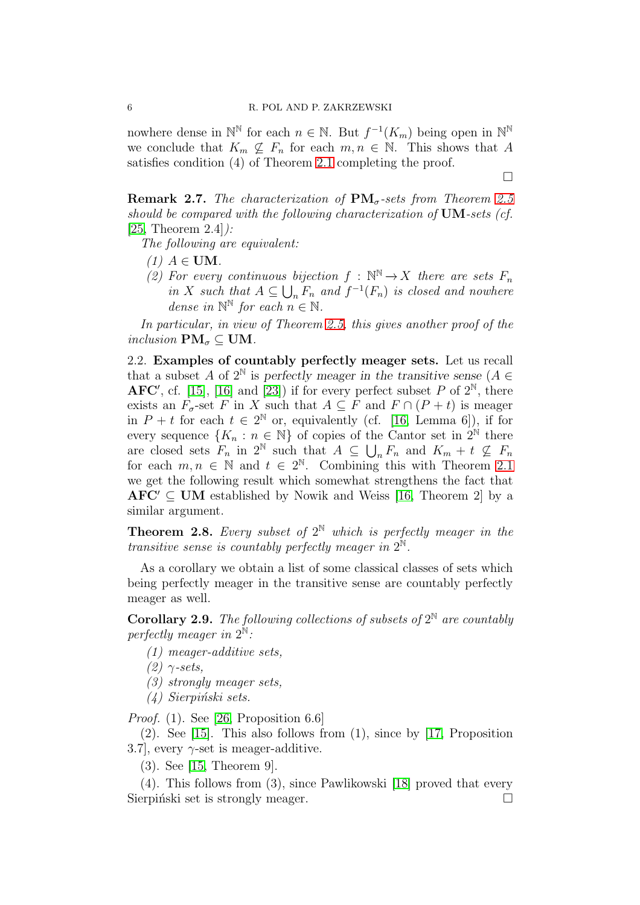nowhere dense in $\mathbb{N}^\mathbb{N}$ for each $n \in \mathbb{N}$. But $f^{-1}(K_m)$ being open in $\mathbb{N}^\mathbb{N}$ we conclude that $K_m \not\subseteq F_n$ for each $m, n \in \mathbb{N}$. This shows that $A$ satisfies condition (4) of Theorem 2.1 completing the proof.

∎

**Remark 2.7.** *The characterization of $\mathbf{PM}_\sigma$-sets from Theorem 2.5 should be compared with the following characterization of $\mathbf{UM}$-sets (cf. [25, Theorem 2.4]):*

*The following are equivalent:*

1. *$A \in \mathbf{UM}$.*
2. *For every continuous bijection $f : \mathbb{N}^\mathbb{N} \to X$ there are sets $F_n$ in $X$ such that $A \subseteq \bigcup_n F_n$ and $f^{-1}(F_n)$ is closed and nowhere dense in $\mathbb{N}^\mathbb{N}$ for each $n \in \mathbb{N}$.*

*In particular, in view of Theorem 2.5, this gives another proof of the inclusion $\mathbf{PM}_\sigma \subseteq \mathbf{UM}$.*

## 2.2. Examples of countably perfectly meager sets.

Let us recall that a subset $A$ of $2^\mathbb{N}$ is *perfectly meager in the transitive sense* ($A \in \mathbf{AFC}'$, cf. [15], [16] and [23]) if for every perfect subset $P$ of $2^\mathbb{N}$, there exists an $F_\sigma$-set $F$ in $X$ such that $A \subseteq F$ and $F \cap (P + t)$ is meager in $P + t$ for each $t \in 2^\mathbb{N}$ or, equivalently (cf. [16, Lemma 6]), if for every sequence $\{K_n : n \in \mathbb{N}\}$ of copies of the Cantor set in $2^\mathbb{N}$ there are closed sets $F_n$ in $2^\mathbb{N}$ such that $A \subseteq \bigcup_n F_n$ and $K_m + t \not\subseteq F_n$ for each $m, n \in \mathbb{N}$ and $t \in 2^\mathbb{N}$. Combining this with Theorem 2.1 we get the following result which somewhat strengthens the fact that $\mathbf{AFC}' \subseteq \mathbf{UM}$ established by Nowik and Weiss [16, Theorem 2] by a similar argument.

**Theorem 2.8.** *Every subset of $2^\mathbb{N}$ which is perfectly meager in the transitive sense is countably perfectly meager in $2^\mathbb{N}$.*

As a corollary we obtain a list of some classical classes of sets which being perfectly meager in the transitive sense are countably perfectly meager as well.

**Corollary 2.9.** *The following collections of subsets of $2^\mathbb{N}$ are countably perfectly meager in $2^\mathbb{N}$:*

1. *meager-additive sets,*
2. *$\gamma$-sets,*
3. *strongly meager sets,*
4. *Sierpiński sets.*

*Proof.* (1). See [26, Proposition 6.6]

(2). See [15]. This also follows from (1), since by [17, Proposition 3.7], every $\gamma$-set is meager-additive.

(3). See [15, Theorem 9].

(4). This follows from (3), since Pawlikowski [18] proved that every Sierpiński set is strongly meager. ∎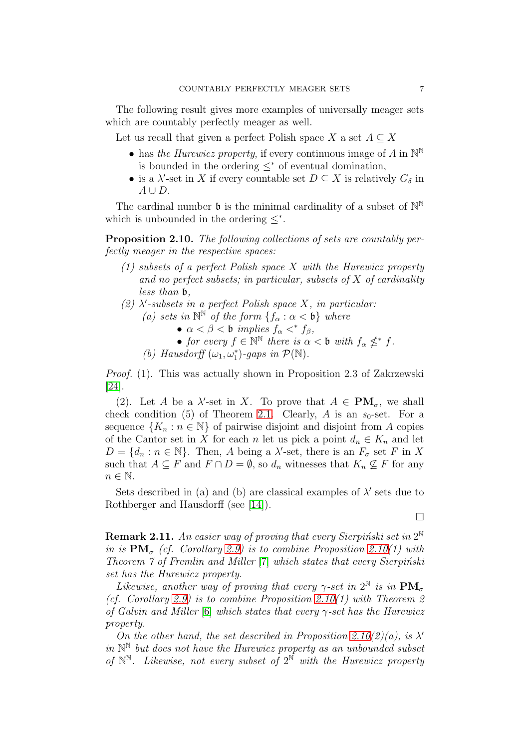The following result gives more examples of universally meager sets which are countably perfectly meager as well.

Let us recall that given a perfect Polish space $X$ a set $A \subseteq X$

- has *the Hurewicz property*, if every continuous image of $A$ in $\mathbb{N}^\mathbb{N}$ is bounded in the ordering $\leq^*$ of eventual domination,
- is a $\lambda'$-set in $X$ if every countable set $D \subseteq X$ is relatively $G_\delta$ in $A \cup D$.

The cardinal number $\mathfrak{b}$ is the minimal cardinality of a subset of $\mathbb{N}^\mathbb{N}$ which is unbounded in the ordering $\leq^*$.

**Proposition 2.10.** *The following collections of sets are countably perfectly meager in the respective spaces:*

*(1) subsets of a perfect Polish space $X$ with the Hurewicz property and no perfect subsets; in particular, subsets of $X$ of cardinality less than $\mathfrak{b}$,*

*(2) $\lambda'$-subsets in a perfect Polish space $X$, in particular:*
   *(a) sets in $\mathbb{N}^\mathbb{N}$ of the form $\{f_\alpha : \alpha < \mathfrak{b}\}$ where*
   - *$\alpha < \beta < \mathfrak{b}$ implies $f_\alpha <^* f_\beta$,*
   - *for every $f \in \mathbb{N}^\mathbb{N}$ there is $\alpha < \mathfrak{b}$ with $f_\alpha \not\leq^* f$.*

   *(b) Hausdorff $(\omega_1, \omega_1^*)$-gaps in $\mathcal{P}(\mathbb{N})$.*

*Proof.* (1). This was actually shown in Proposition 2.3 of Zakrzewski [24].

(2). Let $A$ be a $\lambda'$-set in $X$. To prove that $A \in \mathbf{PM}_\sigma$, we shall check condition (5) of Theorem 2.1. Clearly, $A$ is an $s_0$-set. For a sequence $\{K_n : n \in \mathbb{N}\}$ of pairwise disjoint and disjoint from $A$ copies of the Cantor set in $X$ for each $n$ let us pick a point $d_n \in K_n$ and let $D = \{d_n : n \in \mathbb{N}\}$. Then, $A$ being a $\lambda'$-set, there is an $F_\sigma$ set $F$ in $X$ such that $A \subseteq F$ and $F \cap D = \emptyset$, so $d_n$ witnesses that $K_n \not\subseteq F$ for any $n \in \mathbb{N}$.

Sets described in (a) and (b) are classical examples of $\lambda'$ sets due to Rothberger and Hausdorff (see [14]).

□

**Remark 2.11.** *An easier way of proving that every Sierpiński set in $2^\mathbb{N}$ in is $\mathbf{PM}_\sigma$ (cf. Corollary 2.9) is to combine Proposition 2.10(1) with Theorem 7 of Fremlin and Miller [7] which states that every Sierpiński set has the Hurewicz property.*

*Likewise, another way of proving that every $\gamma$-set in $2^\mathbb{N}$ is in $\mathbf{PM}_\sigma$ (cf. Corollary 2.9) is to combine Proposition 2.10(1) with Theorem 2 of Galvin and Miller [6] which states that every $\gamma$-set has the Hurewicz property.*

*On the other hand, the set described in Proposition 2.10(2)(a), is $\lambda'$ in $\mathbb{N}^\mathbb{N}$ but does not have the Hurewicz property as an unbounded subset of $\mathbb{N}^\mathbb{N}$. Likewise, not every subset of $2^\mathbb{N}$ with the Hurewicz property*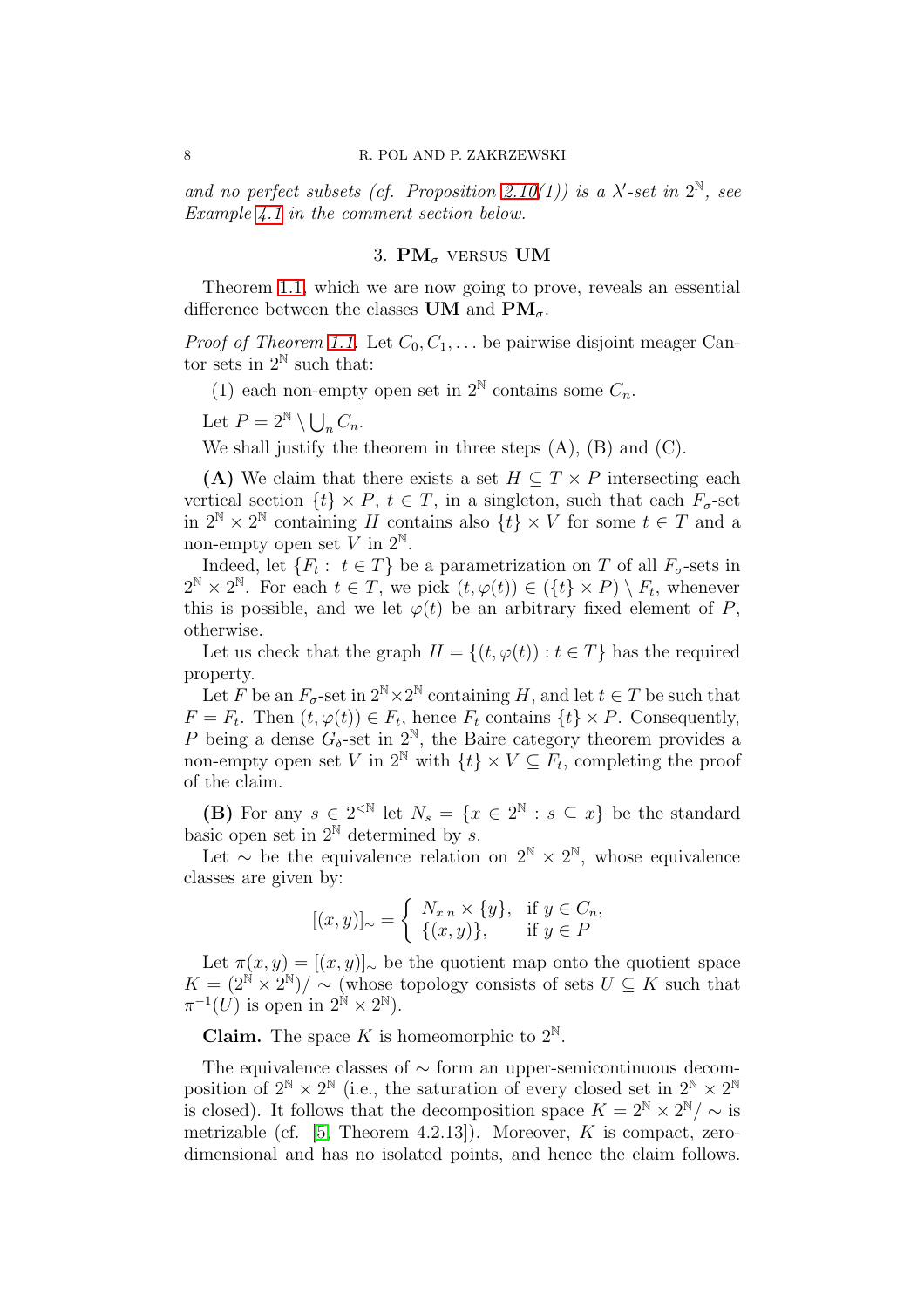*and no perfect subsets (cf. Proposition 2.10(1)) is a $\lambda'$-set in $2^{\mathbb{N}}$, see Example 4.1 in the comment section below.*

## 3. $\mathbf{PM}_\sigma$ versus $\mathbf{UM}$

Theorem 1.1, which we are now going to prove, reveals an essential difference between the classes $\mathbf{UM}$ and $\mathbf{PM}_\sigma$.

*Proof of Theorem 1.1.* Let $C_0, C_1, \ldots$ be pairwise disjoint meager Cantor sets in $2^{\mathbb{N}}$ such that:

(1) each non-empty open set in $2^{\mathbb{N}}$ contains some $C_n$.

Let $P = 2^{\mathbb{N}} \setminus \bigcup_n C_n$.

We shall justify the theorem in three steps (A), (B) and (C).

**(A)** We claim that there exists a set $H \subseteq T \times P$ intersecting each vertical section $\{t\} \times P$, $t \in T$, in a singleton, such that each $F_\sigma$-set in $2^{\mathbb{N}} \times 2^{\mathbb{N}}$ containing $H$ contains also $\{t\} \times V$ for some $t \in T$ and a non-empty open set $V$ in $2^{\mathbb{N}}$.

Indeed, let $\{F_t : \ t \in T\}$ be a parametrization on $T$ of all $F_\sigma$-sets in $2^{\mathbb{N}} \times 2^{\mathbb{N}}$. For each $t \in T$, we pick $(t, \varphi(t)) \in (\{t\} \times P) \setminus F_t$, whenever this is possible, and we let $\varphi(t)$ be an arbitrary fixed element of $P$, otherwise.

Let us check that the graph $H = \{(t, \varphi(t)) : t \in T\}$ has the required property.

Let $F$ be an $F_\sigma$-set in $2^{\mathbb{N}} \times 2^{\mathbb{N}}$ containing $H$, and let $t \in T$ be such that $F = F_t$. Then $(t, \varphi(t)) \in F_t$, hence $F_t$ contains $\{t\} \times P$. Consequently, $P$ being a dense $G_\delta$-set in $2^{\mathbb{N}}$, the Baire category theorem provides a non-empty open set $V$ in $2^{\mathbb{N}}$ with $\{t\} \times V \subseteq F_t$, completing the proof of the claim.

**(B)** For any $s \in 2^{<\mathbb{N}}$ let $N_s = \{x \in 2^{\mathbb{N}} : s \subseteq x\}$ be the standard basic open set in $2^{\mathbb{N}}$ determined by $s$.

Let $\sim$ be the equivalence relation on $2^{\mathbb{N}} \times 2^{\mathbb{N}}$, whose equivalence classes are given by:

$$[(x, y)]_\sim = \begin{cases} N_{x|n} \times \{y\}, & \text{if } y \in C_n, \\ \{(x, y)\}, & \text{if } y \in P \end{cases}$$

Let $\pi(x, y) = [(x, y)]_\sim$ be the quotient map onto the quotient space $K = (2^{\mathbb{N}} \times 2^{\mathbb{N}})/\sim$ (whose topology consists of sets $U \subseteq K$ such that $\pi^{-1}(U)$ is open in $2^{\mathbb{N}} \times 2^{\mathbb{N}}$).

**Claim.** The space $K$ is homeomorphic to $2^{\mathbb{N}}$.

The equivalence classes of $\sim$ form an upper-semicontinuous decomposition of $2^{\mathbb{N}} \times 2^{\mathbb{N}}$ (i.e., the saturation of every closed set in $2^{\mathbb{N}} \times 2^{\mathbb{N}}$ is closed). It follows that the decomposition space $K = 2^{\mathbb{N}} \times 2^{\mathbb{N}}/\sim$ is metrizable (cf. [5, Theorem 4.2.13]). Moreover, $K$ is compact, zero-dimensional and has no isolated points, and hence the claim follows.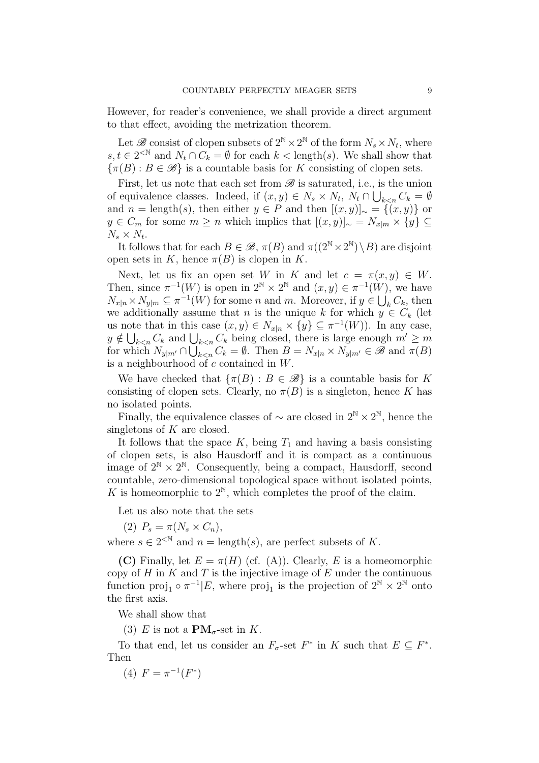However, for reader's convenience, we shall provide a direct argument to that effect, avoiding the metrization theorem.

Let $\mathscr{B}$ consist of clopen subsets of $2^{\mathbb{N}} \times 2^{\mathbb{N}}$ of the form $N_s \times N_t$, where $s, t \in 2^{<\mathbb{N}}$ and $N_t \cap C_k = \emptyset$ for each $k < \mathrm{length}(s)$. We shall show that $\{\pi(B) : B \in \mathscr{B}\}$ is a countable basis for $K$ consisting of clopen sets.

First, let us note that each set from $\mathscr{B}$ is saturated, i.e., is the union of equivalence classes. Indeed, if $(x, y) \in N_s \times N_t$, $N_t \cap \bigcup_{k<n} C_k = \emptyset$ and $n = \mathrm{length}(s)$, then either $y \in P$ and then $[(x, y)]_\sim = \{(x, y)\}$ or $y \in C_m$ for some $m \geq n$ which implies that $[(x, y)]_\sim = N_{x|m} \times \{y\} \subseteq N_s \times N_t$.

It follows that for each $B \in \mathscr{B}$, $\pi(B)$ and $\pi((2^{\mathbb{N}} \times 2^{\mathbb{N}}) \setminus B)$ are disjoint open sets in $K$, hence $\pi(B)$ is clopen in $K$.

Next, let us fix an open set $W$ in $K$ and let $c = \pi(x, y) \in W$. Then, since $\pi^{-1}(W)$ is open in $2^{\mathbb{N}} \times 2^{\mathbb{N}}$ and $(x, y) \in \pi^{-1}(W)$, we have $N_{x|n} \times N_{y|m} \subseteq \pi^{-1}(W)$ for some $n$ and $m$. Moreover, if $y \in \bigcup_k C_k$, then we additionally assume that $n$ is the unique $k$ for which $y \in C_k$ (let us note that in this case $(x, y) \in N_{x|n} \times \{y\} \subseteq \pi^{-1}(W)$). In any case, $y \notin \bigcup_{k<n} C_k$ and $\bigcup_{k<n} C_k$ being closed, there is large enough $m' \geq m$ for which $N_{y|m'} \cap \bigcup_{k<n} C_k = \emptyset$. Then $B = N_{x|n} \times N_{y|m'} \in \mathscr{B}$ and $\pi(B)$ is a neighbourhood of $c$ contained in $W$.

We have checked that $\{\pi(B) : B \in \mathscr{B}\}$ is a countable basis for $K$ consisting of clopen sets. Clearly, no $\pi(B)$ is a singleton, hence $K$ has no isolated points.

Finally, the equivalence classes of $\sim$ are closed in $2^{\mathbb{N}} \times 2^{\mathbb{N}}$, hence the singletons of $K$ are closed.

It follows that the space $K$, being $T_1$ and having a basis consisting of clopen sets, is also Hausdorff and it is compact as a continuous image of $2^{\mathbb{N}} \times 2^{\mathbb{N}}$. Consequently, being a compact, Hausdorff, second countable, zero-dimensional topological space without isolated points, $K$ is homeomorphic to $2^{\mathbb{N}}$, which completes the proof of the claim.

Let us also note that the sets

(2) $P_s = \pi(N_s \times C_n)$,

where $s \in 2^{<\mathbb{N}}$ and $n = \mathrm{length}(s)$, are perfect subsets of $K$.

**(C)** Finally, let $E = \pi(H)$ (cf. (A)). Clearly, $E$ is a homeomorphic copy of $H$ in $K$ and $T$ is the injective image of $E$ under the continuous function $\mathrm{proj}_1 \circ \pi^{-1}|E$, where $\mathrm{proj}_1$ is the projection of $2^{\mathbb{N}} \times 2^{\mathbb{N}}$ onto the first axis.

We shall show that

(3) $E$ is not a $\mathbf{PM}_\sigma$-set in $K$.

To that end, let us consider an $F_\sigma$-set $F^*$ in $K$ such that $E \subseteq F^*$. Then

(4) $F = \pi^{-1}(F^*)$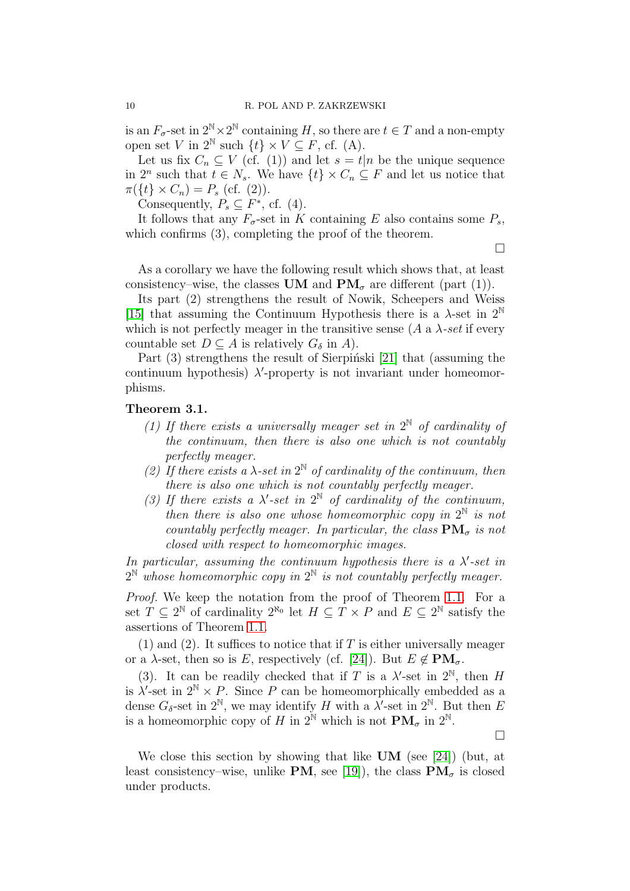is an $F_\sigma$-set in $2^{\mathbb{N}} \times 2^{\mathbb{N}}$ containing $H$, so there are $t \in T$ and a non-empty open set $V$ in $2^{\mathbb{N}}$ such $\{t\} \times V \subseteq F$, cf. (A).

Let us fix $C_n \subseteq V$ (cf. (1)) and let $s = t|n$ be the unique sequence in $2^n$ such that $t \in N_s$. We have $\{t\} \times C_n \subseteq F$ and let us notice that $\pi(\{t\} \times C_n) = P_s$ (cf. (2)).

Consequently, $P_s \subseteq F^*$, cf. (4).

It follows that any $F_\sigma$-set in $K$ containing $E$ also contains some $P_s$, which confirms (3), completing the proof of the theorem.

$\square$

As a corollary we have the following result which shows that, at least consistency–wise, the classes **UM** and $\mathbf{PM}_\sigma$ are different (part (1)).

Its part (2) strengthens the result of Nowik, Scheepers and Weiss [15] that assuming the Continuum Hypothesis there is a $\lambda$-set in $2^{\mathbb{N}}$ which is not perfectly meager in the transitive sense ($A$ a *$\lambda$-set* if every countable set $D \subseteq A$ is relatively $G_\delta$ in $A$).

Part (3) strengthens the result of Sierpiński [21] that (assuming the continuum hypothesis) $\lambda'$-property is not invariant under homeomorphisms.

**Theorem 3.1.**

*(1) If there exists a universally meager set in $2^{\mathbb{N}}$ of cardinality of the continuum, then there is also one which is not countably perfectly meager.*

*(2) If there exists a $\lambda$-set in $2^{\mathbb{N}}$ of cardinality of the continuum, then there is also one which is not countably perfectly meager.*

*(3) If there exists a $\lambda'$-set in $2^{\mathbb{N}}$ of cardinality of the continuum, then there is also one whose homeomorphic copy in $2^{\mathbb{N}}$ is not countably perfectly meager. In particular, the class $\mathbf{PM}_\sigma$ is not closed with respect to homeomorphic images.*

*In particular, assuming the continuum hypothesis there is a $\lambda'$-set in $2^{\mathbb{N}}$ whose homeomorphic copy in $2^{\mathbb{N}}$ is not countably perfectly meager.*

*Proof.* We keep the notation from the proof of Theorem 1.1. For a set $T \subseteq 2^{\mathbb{N}}$ of cardinality $2^{\aleph_0}$ let $H \subseteq T \times P$ and $E \subseteq 2^{\mathbb{N}}$ satisfy the assertions of Theorem 1.1.

(1) and (2). It suffices to notice that if $T$ is either universally meager or a $\lambda$-set, then so is $E$, respectively (cf. [24]). But $E \notin \mathbf{PM}_\sigma$.

(3). It can be readily checked that if $T$ is a $\lambda'$-set in $2^{\mathbb{N}}$, then $H$ is $\lambda'$-set in $2^{\mathbb{N}} \times P$. Since $P$ can be homeomorphically embedded as a dense $G_\delta$-set in $2^{\mathbb{N}}$, we may identify $H$ with a $\lambda'$-set in $2^{\mathbb{N}}$. But then $E$ is a homeomorphic copy of $H$ in $2^{\mathbb{N}}$ which is not $\mathbf{PM}_\sigma$ in $2^{\mathbb{N}}$.

$\square$

We close this section by showing that like **UM** (see [24]) (but, at least consistency–wise, unlike **PM**, see [19]), the class $\mathbf{PM}_\sigma$ is closed under products.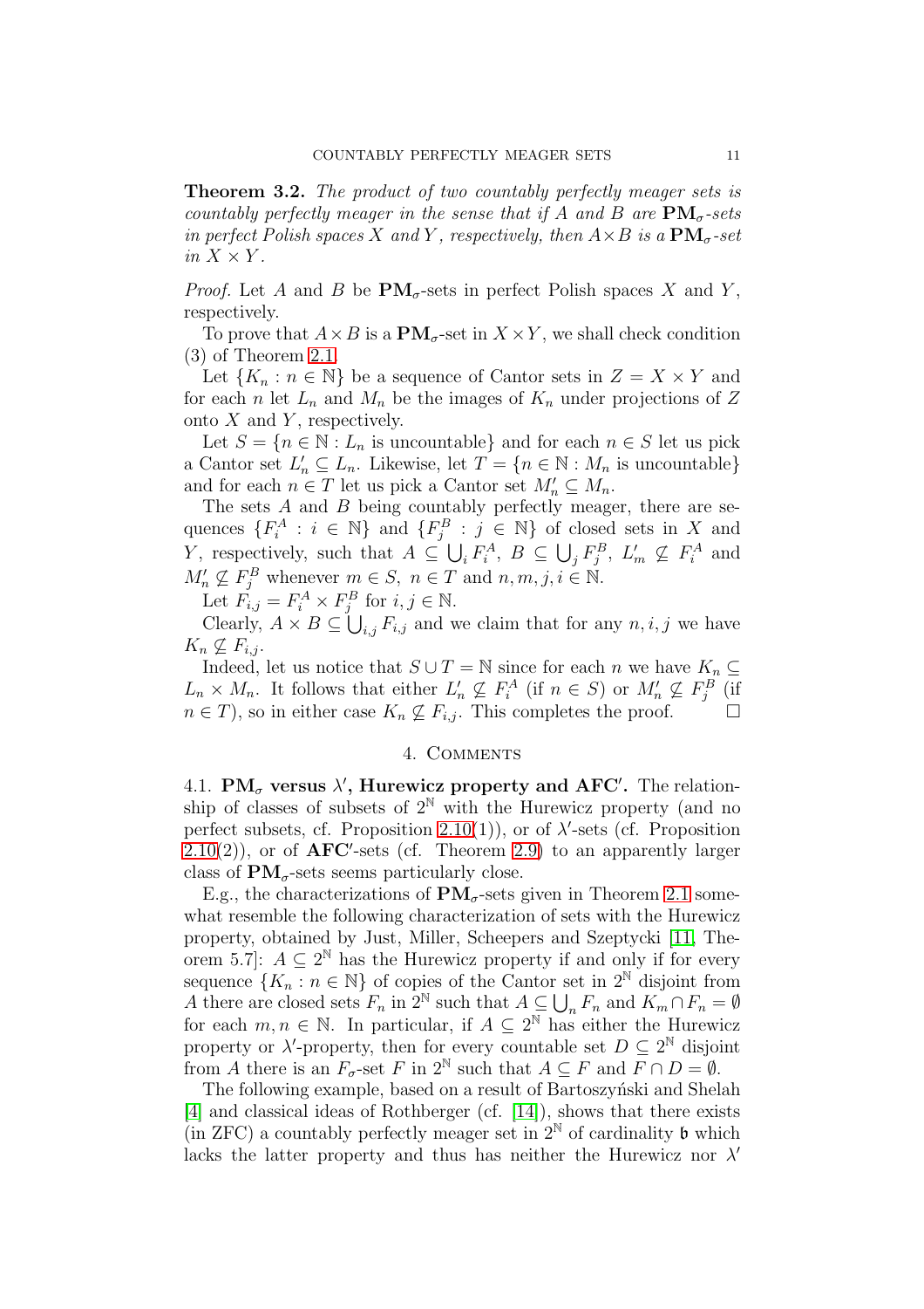**Theorem 3.2.** *The product of two countably perfectly meager sets is countably perfectly meager in the sense that if $A$ and $B$ are $\mathbf{PM}_\sigma$-sets in perfect Polish spaces $X$ and $Y$, respectively, then $A \times B$ is a $\mathbf{PM}_\sigma$-set in $X \times Y$.*

*Proof.* Let $A$ and $B$ be $\mathbf{PM}_\sigma$-sets in perfect Polish spaces $X$ and $Y$, respectively.

To prove that $A \times B$ is a $\mathbf{PM}_\sigma$-set in $X \times Y$, we shall check condition (3) of Theorem 2.1.

Let $\{K_n : n \in \mathbb{N}\}$ be a sequence of Cantor sets in $Z = X \times Y$ and for each $n$ let $L_n$ and $M_n$ be the images of $K_n$ under projections of $Z$ onto $X$ and $Y$, respectively.

Let $S = \{n \in \mathbb{N} : L_n \text{ is uncountable}\}$ and for each $n \in S$ let us pick a Cantor set $L'_n \subseteq L_n$. Likewise, let $T = \{n \in \mathbb{N} : M_n \text{ is uncountable}\}$ and for each $n \in T$ let us pick a Cantor set $M'_n \subseteq M_n$.

The sets $A$ and $B$ being countably perfectly meager, there are sequences $\{F^A_i : i \in \mathbb{N}\}$ and $\{F^B_j : j \in \mathbb{N}\}$ of closed sets in $X$ and $Y$, respectively, such that $A \subseteq \bigcup_i F^A_i$, $B \subseteq \bigcup_j F^B_j$, $L'_m \not\subseteq F^A_i$ and $M'_n \not\subseteq F^B_j$ whenever $m \in S$, $n \in T$ and $n, m, j, i \in \mathbb{N}$.

Let $F_{i,j} = F^A_i \times F^B_j$ for $i, j \in \mathbb{N}$.

Clearly, $A \times B \subseteq \bigcup_{i,j} F_{i,j}$ and we claim that for any $n, i, j$ we have $K_n \not\subseteq F_{i,j}$.

Indeed, let us notice that $S \cup T = \mathbb{N}$ since for each $n$ we have $K_n \subseteq L_n \times M_n$. It follows that either $L'_n \not\subseteq F^A_i$ (if $n \in S$) or $M'_n \not\subseteq F^B_j$ (if $n \in T$), so in either case $K_n \not\subseteq F_{i,j}$. This completes the proof. $\square$

## 4. Comments

**4.1. $\mathbf{PM}_\sigma$ versus $\lambda'$, Hurewicz property and $\mathbf{AFC}'$.** The relationship of classes of subsets of $2^{\mathbb{N}}$ with the Hurewicz property (and no perfect subsets, cf. Proposition 2.10(1)), or of $\lambda'$-sets (cf. Proposition 2.10(2)), or of $\mathbf{AFC}'$-sets (cf. Theorem 2.9) to an apparently larger class of $\mathbf{PM}_\sigma$-sets seems particularly close.

E.g., the characterizations of $\mathbf{PM}_\sigma$-sets given in Theorem 2.1 somewhat resemble the following characterization of sets with the Hurewicz property, obtained by Just, Miller, Scheepers and Szeptycki [11, Theorem 5.7]: $A \subseteq 2^{\mathbb{N}}$ has the Hurewicz property if and only if for every sequence $\{K_n : n \in \mathbb{N}\}$ of copies of the Cantor set in $2^{\mathbb{N}}$ disjoint from $A$ there are closed sets $F_n$ in $2^{\mathbb{N}}$ such that $A \subseteq \bigcup_n F_n$ and $K_m \cap F_n = \emptyset$ for each $m, n \in \mathbb{N}$. In particular, if $A \subseteq 2^{\mathbb{N}}$ has either the Hurewicz property or $\lambda'$-property, then for every countable set $D \subseteq 2^{\mathbb{N}}$ disjoint from $A$ there is an $F_\sigma$-set $F$ in $2^{\mathbb{N}}$ such that $A \subseteq F$ and $F \cap D = \emptyset$.

The following example, based on a result of Bartoszyński and Shelah [4] and classical ideas of Rothberger (cf. [14]), shows that there exists (in ZFC) a countably perfectly meager set in $2^{\mathbb{N}}$ of cardinality $\mathfrak{b}$ which lacks the latter property and thus has neither the Hurewicz nor $\lambda'$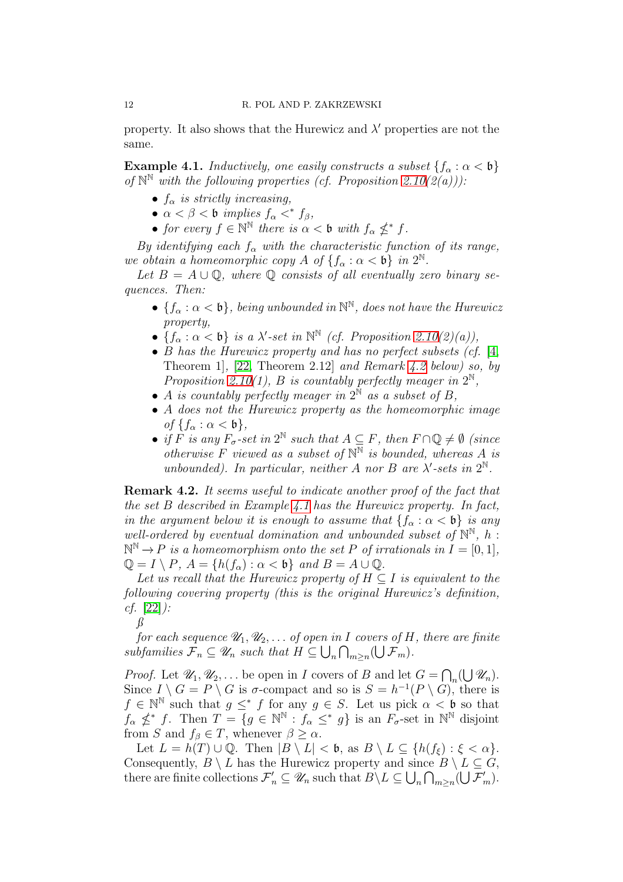property. It also shows that the Hurewicz and $\lambda'$ properties are not the same.

**Example 4.1.** *Inductively, one easily constructs a subset $\{f_\alpha : \alpha < \mathfrak{b}\}$ of $\mathbb{N}^\mathbb{N}$ with the following properties (cf. Proposition 2.10(2(a))):*

- *$f_\alpha$ is strictly increasing,*
- *$\alpha < \beta < \mathfrak{b}$ implies $f_\alpha <^* f_\beta$,*
- *for every $f \in \mathbb{N}^\mathbb{N}$ there is $\alpha < \mathfrak{b}$ with $f_\alpha \not\leq^* f$.*

*By identifying each $f_\alpha$ with the characteristic function of its range, we obtain a homeomorphic copy $A$ of $\{f_\alpha : \alpha < \mathfrak{b}\}$ in $2^\mathbb{N}$.*

*Let $B = A \cup \mathbb{Q}$, where $\mathbb{Q}$ consists of all eventually zero binary sequences. Then:*

- *$\{f_\alpha : \alpha < \mathfrak{b}\}$, being unbounded in $\mathbb{N}^\mathbb{N}$, does not have the Hurewicz property,*
- *$\{f_\alpha : \alpha < \mathfrak{b}\}$ is a $\lambda'$-set in $\mathbb{N}^\mathbb{N}$ (cf. Proposition 2.10(2)(a)),*
- *$B$ has the Hurewicz property and has no perfect subsets (cf.* [4, Theorem 1], [22, Theorem 2.12] *and Remark 4.2 below) so, by Proposition 2.10(1), $B$ is countably perfectly meager in $2^\mathbb{N}$,*
- *$A$ is countably perfectly meager in $2^\mathbb{N}$ as a subset of $B$,*
- *$A$ does not the Hurewicz property as the homeomorphic image of $\{f_\alpha : \alpha < \mathfrak{b}\}$,*
- *if $F$ is any $F_\sigma$-set in $2^\mathbb{N}$ such that $A \subseteq F$, then $F \cap \mathbb{Q} \neq \emptyset$ (since otherwise $F$ viewed as a subset of $\mathbb{N}^\mathbb{N}$ is bounded, whereas $A$ is unbounded). In particular, neither $A$ nor $B$ are $\lambda'$-sets in $2^\mathbb{N}$.*

**Remark 4.2.** *It seems useful to indicate another proof of the fact that the set $B$ described in Example 4.1 has the Hurewicz property. In fact, in the argument below it is enough to assume that $\{f_\alpha : \alpha < \mathfrak{b}\}$ is any well-ordered by eventual domination and unbounded subset of $\mathbb{N}^\mathbb{N}$, $h : \mathbb{N}^\mathbb{N} \to P$ is a homeomorphism onto the set $P$ of irrationals in $I = [0, 1]$, $\mathbb{Q} = I \setminus P$, $A = \{h(f_\alpha) : \alpha < \mathfrak{b}\}$ and $B = A \cup \mathbb{Q}$.*

*Let us recall that the Hurewicz property of $H \subseteq I$ is equivalent to the following covering property (this is the original Hurewicz's definition, cf.* [22]*):*

*β*

*for each sequence $\mathscr{U}_1, \mathscr{U}_2, \ldots$ of open in $I$ covers of $H$, there are finite subfamilies $\mathcal{F}_n \subseteq \mathscr{U}_n$ such that $H \subseteq \bigcup_n \bigcap_{m \geq n} (\bigcup \mathcal{F}_m)$.*

*Proof.* Let $\mathscr{U}_1, \mathscr{U}_2, \ldots$ be open in $I$ covers of $B$ and let $G = \bigcap_n (\bigcup \mathscr{U}_n)$. Since $I \setminus G = P \setminus G$ is $\sigma$-compact and so is $S = h^{-1}(P \setminus G)$, there is $f \in \mathbb{N}^\mathbb{N}$ such that $g \leq^* f$ for any $g \in S$. Let us pick $\alpha < \mathfrak{b}$ so that $f_\alpha \not\leq^* f$. Then $T = \{g \in \mathbb{N}^\mathbb{N} : f_\alpha \leq^* g\}$ is an $F_\sigma$-set in $\mathbb{N}^\mathbb{N}$ disjoint from $S$ and $f_\beta \in T$, whenever $\beta \geq \alpha$.

Let $L = h(T) \cup \mathbb{Q}$. Then $|B \setminus L| < \mathfrak{b}$, as $B \setminus L \subseteq \{h(f_\xi) : \xi < \alpha\}$. Consequently, $B \setminus L$ has the Hurewicz property and since $B \setminus L \subseteq G$, there are finite collections $\mathcal{F}'_n \subseteq \mathscr{U}_n$ such that $B \setminus L \subseteq \bigcup_n \bigcap_{m \geq n} (\bigcup \mathcal{F}'_m)$.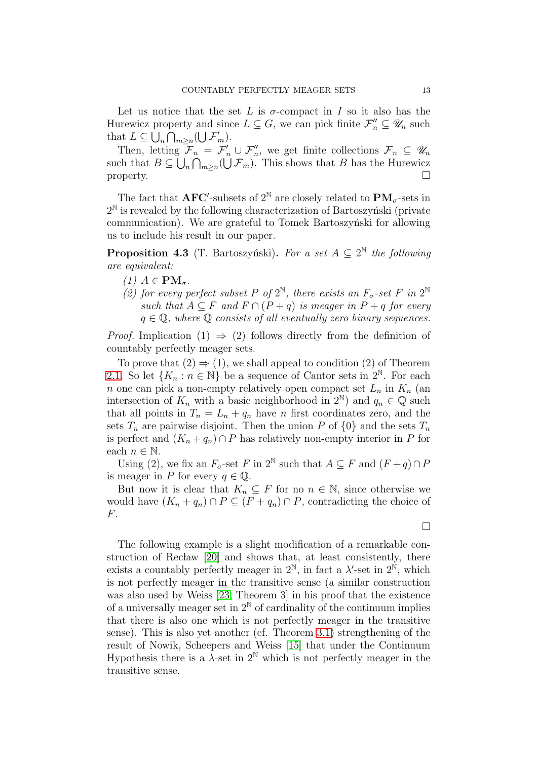Let us notice that the set $L$ is $\sigma$-compact in $I$ so it also has the Hurewicz property and since $L \subseteq G$, we can pick finite $\mathcal{F}''_n \subseteq \mathscr{U}_n$ such that $L \subseteq \bigcup_n \bigcap_{m \geq n} (\bigcup \mathcal{F}'_m)$.

Then, letting $\mathcal{F}_n = \mathcal{F}'_n \cup \mathcal{F}''_n$, we get finite collections $\mathcal{F}_n \subseteq \mathscr{U}_n$ such that $B \subseteq \bigcup_n \bigcap_{m \geq n} (\bigcup \mathcal{F}_m)$. This shows that $B$ has the Hurewicz property. $\square$

The fact that $\mathbf{AFC}'$-subsets of $2^{\mathbb{N}}$ are closely related to $\mathbf{PM}_\sigma$-sets in $2^{\mathbb{N}}$ is revealed by the following characterization of Bartoszyński (private communication). We are grateful to Tomek Bartoszyński for allowing us to include his result in our paper.

**Proposition 4.3** (T. Bartoszyński). *For a set $A \subseteq 2^{\mathbb{N}}$ the following are equivalent:*

*(1) $A \in \mathbf{PM}_\sigma$.*

*(2) for every perfect subset $P$ of $2^{\mathbb{N}}$, there exists an $F_\sigma$-set $F$ in $2^{\mathbb{N}}$ such that $A \subseteq F$ and $F \cap (P + q)$ is meager in $P + q$ for every $q \in \mathbb{Q}$, where $\mathbb{Q}$ consists of all eventually zero binary sequences.*

*Proof.* Implication (1) $\Rightarrow$ (2) follows directly from the definition of countably perfectly meager sets.

To prove that (2) $\Rightarrow$ (1), we shall appeal to condition (2) of Theorem 2.1. So let $\{K_n : n \in \mathbb{N}\}$ be a sequence of Cantor sets in $2^{\mathbb{N}}$. For each $n$ one can pick a non-empty relatively open compact set $L_n$ in $K_n$ (an intersection of $K_n$ with a basic neighborhood in $2^{\mathbb{N}}$) and $q_n \in \mathbb{Q}$ such that all points in $T_n = L_n + q_n$ have $n$ first coordinates zero, and the sets $T_n$ are pairwise disjoint. Then the union $P$ of $\{0\}$ and the sets $T_n$ is perfect and $(K_n + q_n) \cap P$ has relatively non-empty interior in $P$ for each $n \in \mathbb{N}$.

Using (2), we fix an $F_\sigma$-set $F$ in $2^{\mathbb{N}}$ such that $A \subseteq F$ and $(F + q) \cap P$ is meager in $P$ for every $q \in \mathbb{Q}$.

But now it is clear that $K_n \subseteq F$ for no $n \in \mathbb{N}$, since otherwise we would have $(K_n + q_n) \cap P \subseteq (F + q_n) \cap P$, contradicting the choice of $F$.

$\square$

The following example is a slight modification of a remarkable construction of Recław [20] and shows that, at least consistently, there exists a countably perfectly meager in $2^{\mathbb{N}}$, in fact a $\lambda'$-set in $2^{\mathbb{N}}$, which is not perfectly meager in the transitive sense (a similar construction was also used by Weiss [23, Theorem 3] in his proof that the existence of a universally meager set in $2^{\mathbb{N}}$ of cardinality of the continuum implies that there is also one which is not perfectly meager in the transitive sense). This is also yet another (cf. Theorem 3.1) strengthening of the result of Nowik, Scheepers and Weiss [15] that under the Continuum Hypothesis there is a $\lambda$-set in $2^{\mathbb{N}}$ which is not perfectly meager in the transitive sense.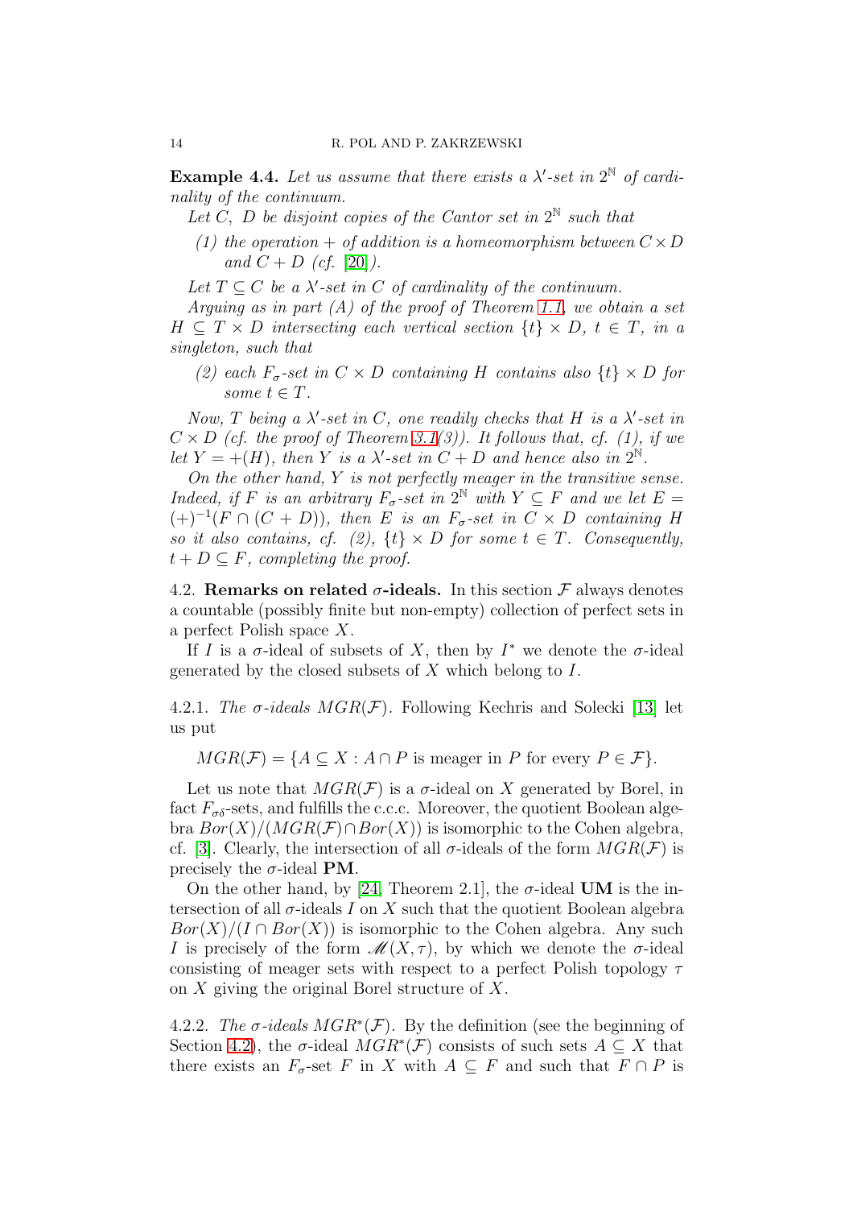**Example 4.4.** *Let us assume that there exists a $\lambda'$-set in $2^{\mathbb{N}}$ of cardinality of the continuum.*

*Let $C$, $D$ be disjoint copies of the Cantor set in $2^{\mathbb{N}}$ such that*

*(1) the operation $+$ of addition is a homeomorphism between $C \times D$ and $C + D$ (cf. [20]).*

*Let $T \subseteq C$ be a $\lambda'$-set in $C$ of cardinality of the continuum.*

*Arguing as in part (A) of the proof of Theorem 1.1, we obtain a set $H \subseteq T \times D$ intersecting each vertical section $\{t\} \times D$, $t \in T$, in a singleton, such that*

*(2) each $F_\sigma$-set in $C \times D$ containing $H$ contains also $\{t\} \times D$ for some $t \in T$.*

*Now, $T$ being a $\lambda'$-set in $C$, one readily checks that $H$ is a $\lambda'$-set in $C \times D$ (cf. the proof of Theorem 3.1(3)). It follows that, cf. (1), if we let $Y = +(H)$, then $Y$ is a $\lambda'$-set in $C + D$ and hence also in $2^{\mathbb{N}}$.*

*On the other hand, $Y$ is not perfectly meager in the transitive sense. Indeed, if $F$ is an arbitrary $F_\sigma$-set in $2^{\mathbb{N}}$ with $Y \subseteq F$ and we let $E = (+)^{-1}(F \cap (C + D))$, then $E$ is an $F_\sigma$-set in $C \times D$ containing $H$ so it also contains, cf. (2), $\{t\} \times D$ for some $t \in T$. Consequently, $t + D \subseteq F$, completing the proof.*

## 4.2. Remarks on related $\sigma$-ideals.

In this section $\mathcal{F}$ always denotes a countable (possibly finite but non-empty) collection of perfect sets in a perfect Polish space $X$.

If $I$ is a $\sigma$-ideal of subsets of $X$, then by $I^*$ we denote the $\sigma$-ideal generated by the closed subsets of $X$ which belong to $I$.

4.2.1. *The $\sigma$-ideals $MGR(\mathcal{F})$.* Following Kechris and Solecki [13] let us put

$$MGR(\mathcal{F}) = \{A \subseteq X : A \cap P \text{ is meager in } P \text{ for every } P \in \mathcal{F}\}.$$

Let us note that $MGR(\mathcal{F})$ is a $\sigma$-ideal on $X$ generated by Borel, in fact $F_{\sigma\delta}$-sets, and fulfills the c.c.c. Moreover, the quotient Boolean algebra $Bor(X)/(MGR(\mathcal{F}) \cap Bor(X))$ is isomorphic to the Cohen algebra, cf. [3]. Clearly, the intersection of all $\sigma$-ideals of the form $MGR(\mathcal{F})$ is precisely the $\sigma$-ideal **PM**.

On the other hand, by [24, Theorem 2.1], the $\sigma$-ideal **UM** is the intersection of all $\sigma$-ideals $I$ on $X$ such that the quotient Boolean algebra $Bor(X)/(I \cap Bor(X))$ is isomorphic to the Cohen algebra. Any such $I$ is precisely of the form $\mathscr{M}(X, \tau)$, by which we denote the $\sigma$-ideal consisting of meager sets with respect to a perfect Polish topology $\tau$ on $X$ giving the original Borel structure of $X$.

4.2.2. *The $\sigma$-ideals $MGR^*(\mathcal{F})$.* By the definition (see the beginning of Section 4.2), the $\sigma$-ideal $MGR^*(\mathcal{F})$ consists of such sets $A \subseteq X$ that there exists an $F_\sigma$-set $F$ in $X$ with $A \subseteq F$ and such that $F \cap P$ is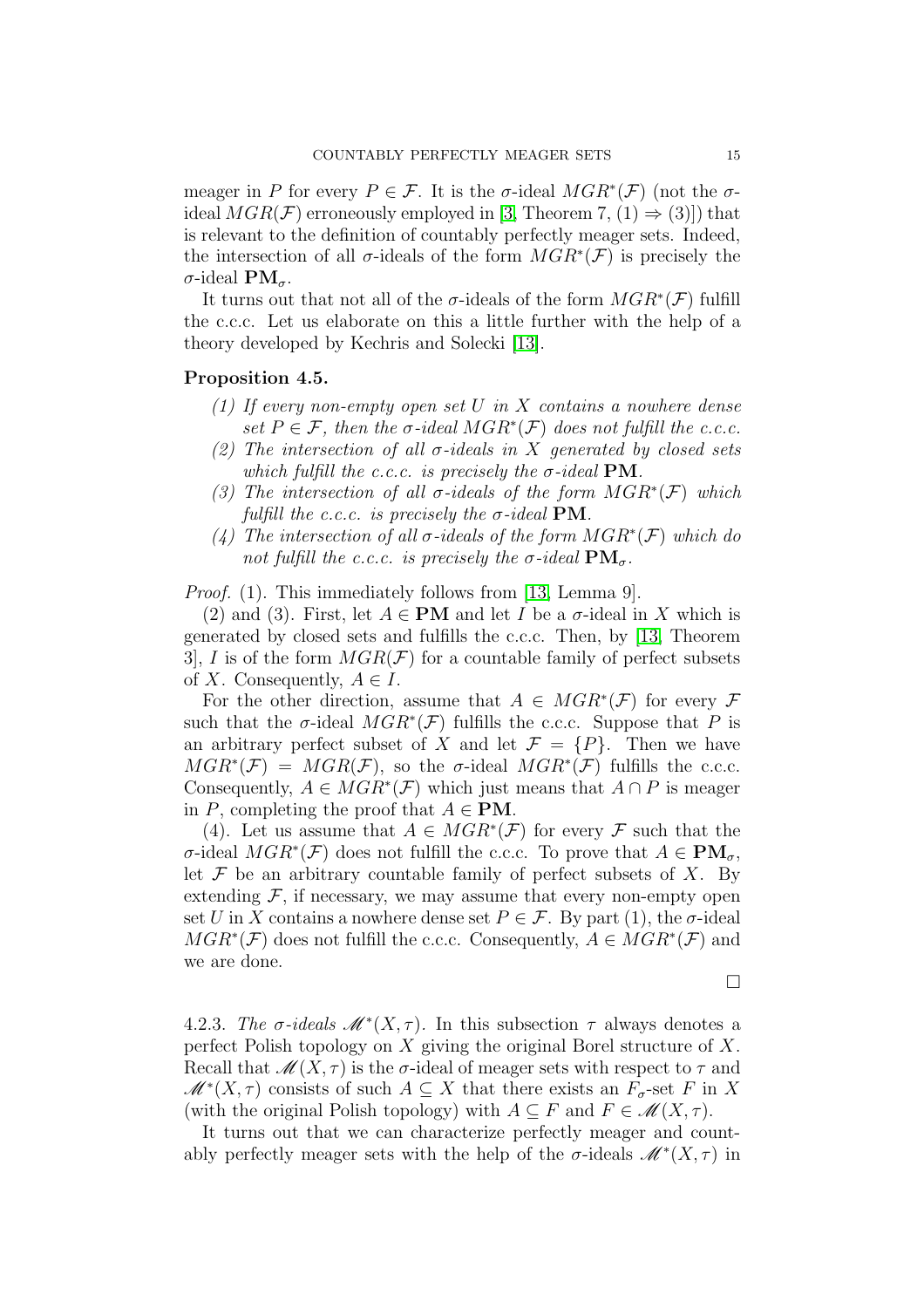meager in $P$ for every $P \in \mathcal{F}$. It is the $\sigma$-ideal $MGR^*(\mathcal{F})$ (not the $\sigma$-ideal $MGR(\mathcal{F})$ erroneously employed in [3, Theorem 7, (1) $\Rightarrow$ (3)]) that is relevant to the definition of countably perfectly meager sets. Indeed, the intersection of all $\sigma$-ideals of the form $MGR^*(\mathcal{F})$ is precisely the $\sigma$-ideal $\mathbf{PM}_\sigma$.

It turns out that not all of the $\sigma$-ideals of the form $MGR^*(\mathcal{F})$ fulfill the c.c.c. Let us elaborate on this a little further with the help of a theory developed by Kechris and Solecki [13].

**Proposition 4.5.**

1. *If every non-empty open set $U$ in $X$ contains a nowhere dense set $P \in \mathcal{F}$, then the $\sigma$-ideal $MGR^*(\mathcal{F})$ does not fulfill the c.c.c.*
2. *The intersection of all $\sigma$-ideals in $X$ generated by closed sets which fulfill the c.c.c. is precisely the $\sigma$-ideal $\mathbf{PM}$.*
3. *The intersection of all $\sigma$-ideals of the form $MGR^*(\mathcal{F})$ which fulfill the c.c.c. is precisely the $\sigma$-ideal $\mathbf{PM}$.*
4. *The intersection of all $\sigma$-ideals of the form $MGR^*(\mathcal{F})$ which do not fulfill the c.c.c. is precisely the $\sigma$-ideal $\mathbf{PM}_\sigma$.*

*Proof.* (1). This immediately follows from [13, Lemma 9].

(2) and (3). First, let $A \in \mathbf{PM}$ and let $I$ be a $\sigma$-ideal in $X$ which is generated by closed sets and fulfills the c.c.c. Then, by [13, Theorem 3], $I$ is of the form $MGR(\mathcal{F})$ for a countable family of perfect subsets of $X$. Consequently, $A \in I$.

For the other direction, assume that $A \in MGR^*(\mathcal{F})$ for every $\mathcal{F}$ such that the $\sigma$-ideal $MGR^*(\mathcal{F})$ fulfills the c.c.c. Suppose that $P$ is an arbitrary perfect subset of $X$ and let $\mathcal{F} = \{P\}$. Then we have $MGR^*(\mathcal{F}) = MGR(\mathcal{F})$, so the $\sigma$-ideal $MGR^*(\mathcal{F})$ fulfills the c.c.c. Consequently, $A \in MGR^*(\mathcal{F})$ which just means that $A \cap P$ is meager in $P$, completing the proof that $A \in \mathbf{PM}$.

(4). Let us assume that $A \in MGR^*(\mathcal{F})$ for every $\mathcal{F}$ such that the $\sigma$-ideal $MGR^*(\mathcal{F})$ does not fulfill the c.c.c. To prove that $A \in \mathbf{PM}_\sigma$, let $\mathcal{F}$ be an arbitrary countable family of perfect subsets of $X$. By extending $\mathcal{F}$, if necessary, we may assume that every non-empty open set $U$ in $X$ contains a nowhere dense set $P \in \mathcal{F}$. By part (1), the $\sigma$-ideal $MGR^*(\mathcal{F})$ does not fulfill the c.c.c. Consequently, $A \in MGR^*(\mathcal{F})$ and we are done.

□

4.2.3. *The $\sigma$-ideals $\mathscr{M}^*(X, \tau)$.* In this subsection $\tau$ always denotes a perfect Polish topology on $X$ giving the original Borel structure of $X$. Recall that $\mathscr{M}(X, \tau)$ is the $\sigma$-ideal of meager sets with respect to $\tau$ and $\mathscr{M}^*(X, \tau)$ consists of such $A \subseteq X$ that there exists an $F_\sigma$-set $F$ in $X$ (with the original Polish topology) with $A \subseteq F$ and $F \in \mathscr{M}(X, \tau)$.

It turns out that we can characterize perfectly meager and countably perfectly meager sets with the help of the $\sigma$-ideals $\mathscr{M}^*(X, \tau)$ in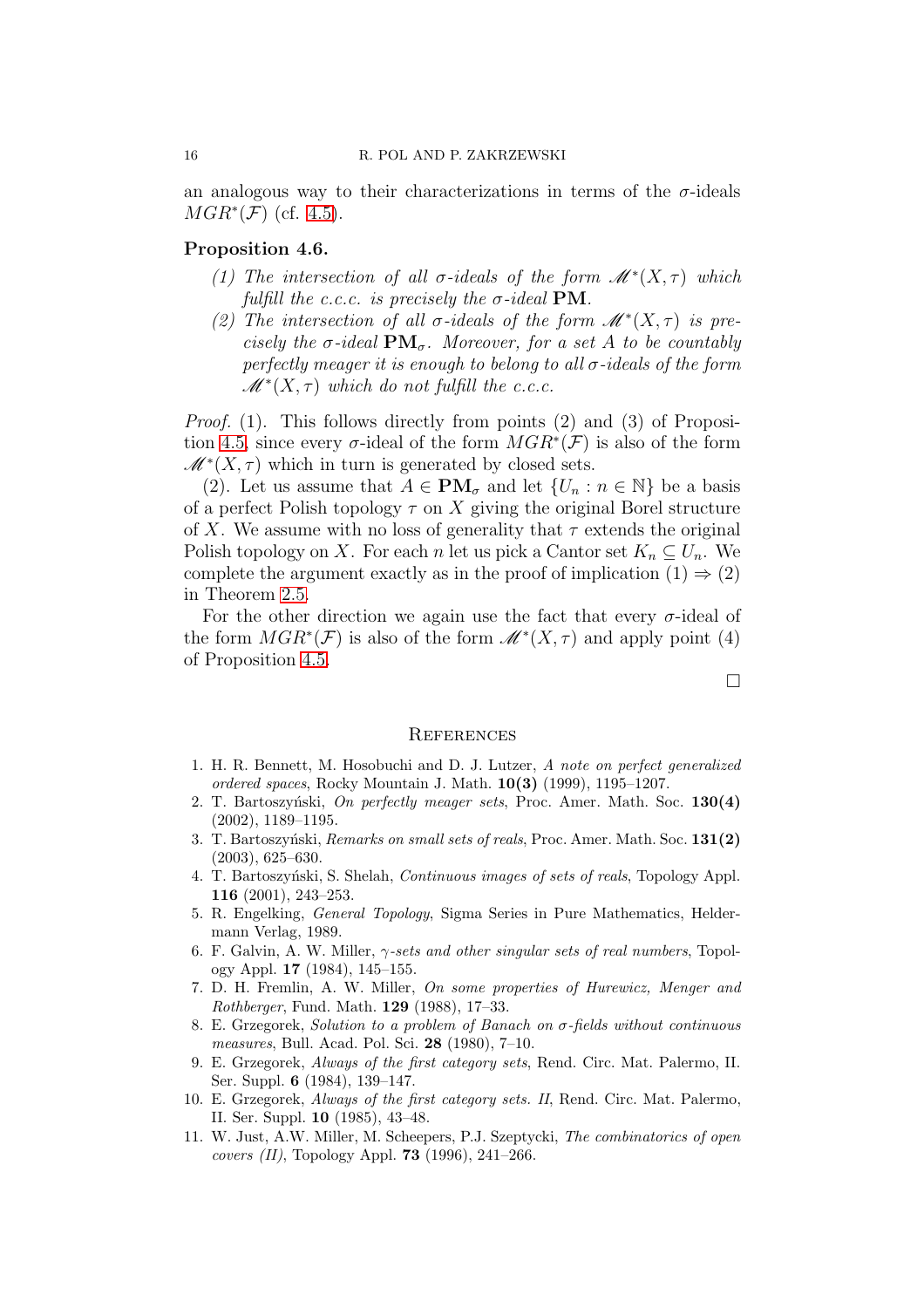an analogous way to their characterizations in terms of the $\sigma$-ideals $MGR^*(\mathcal{F})$ (cf. 4.5).

**Proposition 4.6.**

*(1) The intersection of all $\sigma$-ideals of the form $\mathscr{M}^*(X,\tau)$ which fulfill the c.c.c. is precisely the $\sigma$-ideal $\mathbf{PM}$.*

*(2) The intersection of all $\sigma$-ideals of the form $\mathscr{M}^*(X,\tau)$ is precisely the $\sigma$-ideal $\mathbf{PM}_\sigma$. Moreover, for a set $A$ to be countably perfectly meager it is enough to belong to all $\sigma$-ideals of the form $\mathscr{M}^*(X,\tau)$ which do not fulfill the c.c.c.*

*Proof.* (1). This follows directly from points (2) and (3) of Proposition 4.5, since every $\sigma$-ideal of the form $MGR^*(\mathcal{F})$ is also of the form $\mathscr{M}^*(X,\tau)$ which in turn is generated by closed sets.

(2). Let us assume that $A \in \mathbf{PM}_\sigma$ and let $\{U_n : n \in \mathbb{N}\}$ be a basis of a perfect Polish topology $\tau$ on $X$ giving the original Borel structure of $X$. We assume with no loss of generality that $\tau$ extends the original Polish topology on $X$. For each $n$ let us pick a Cantor set $K_n \subseteq U_n$. We complete the argument exactly as in the proof of implication (1) $\Rightarrow$ (2) in Theorem 2.5.

For the other direction we again use the fact that every $\sigma$-ideal of the form $MGR^*(\mathcal{F})$ is also of the form $\mathscr{M}^*(X,\tau)$ and apply point (4) of Proposition 4.5.

□

## References

1. H. R. Bennett, M. Hosobuchi and D. J. Lutzer, *A note on perfect generalized ordered spaces*, Rocky Mountain J. Math. **10(3)** (1999), 1195–1207.
2. T. Bartoszyński, *On perfectly meager sets*, Proc. Amer. Math. Soc. **130(4)** (2002), 1189–1195.
3. T. Bartoszyński, *Remarks on small sets of reals*, Proc. Amer. Math. Soc. **131(2)** (2003), 625–630.
4. T. Bartoszyński, S. Shelah, *Continuous images of sets of reals*, Topology Appl. **116** (2001), 243–253.
5. R. Engelking, *General Topology*, Sigma Series in Pure Mathematics, Heldermann Verlag, 1989.
6. F. Galvin, A. W. Miller, *$\gamma$-sets and other singular sets of real numbers*, Topology Appl. **17** (1984), 145–155.
7. D. H. Fremlin, A. W. Miller, *On some properties of Hurewicz, Menger and Rothberger*, Fund. Math. **129** (1988), 17–33.
8. E. Grzegorek, *Solution to a problem of Banach on $\sigma$-fields without continuous measures*, Bull. Acad. Pol. Sci. **28** (1980), 7–10.
9. E. Grzegorek, *Always of the first category sets*, Rend. Circ. Mat. Palermo, II. Ser. Suppl. **6** (1984), 139–147.
10. E. Grzegorek, *Always of the first category sets. II*, Rend. Circ. Mat. Palermo, II. Ser. Suppl. **10** (1985), 43–48.
11. W. Just, A.W. Miller, M. Scheepers, P.J. Szeptycki, *The combinatorics of open covers (II)*, Topology Appl. **73** (1996), 241–266.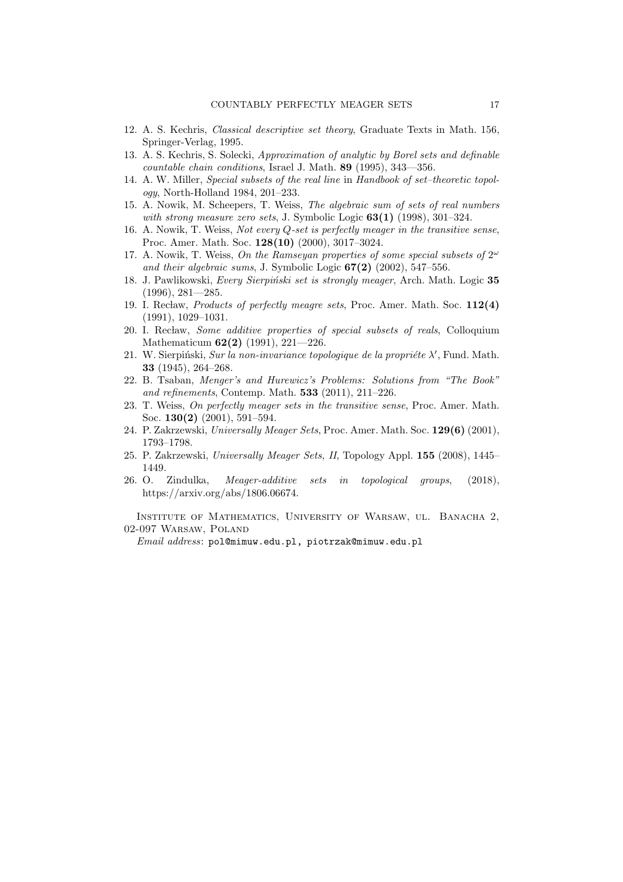12. A. S. Kechris, *Classical descriptive set theory*, Graduate Texts in Math. 156, Springer-Verlag, 1995.
13. A. S. Kechris, S. Solecki, *Approximation of analytic by Borel sets and definable countable chain conditions*, Israel J. Math. **89** (1995), 343—356.
14. A. W. Miller, *Special subsets of the real line* in *Handbook of set–theoretic topology*, North-Holland 1984, 201–233.
15. A. Nowik, M. Scheepers, T. Weiss, *The algebraic sum of sets of real numbers with strong measure zero sets*, J. Symbolic Logic **63(1)** (1998), 301–324.
16. A. Nowik, T. Weiss, *Not every $Q$-set is perfectly meager in the transitive sense*, Proc. Amer. Math. Soc. **128(10)** (2000), 3017–3024.
17. A. Nowik, T. Weiss, *On the Ramseyan properties of some special subsets of $2^\omega$ and their algebraic sums*, J. Symbolic Logic **67(2)** (2002), 547–556.
18. J. Pawlikowski, *Every Sierpiński set is strongly meager*, Arch. Math. Logic **35** (1996), 281—285.
19. I. Recław, *Products of perfectly meagre sets*, Proc. Amer. Math. Soc. **112(4)** (1991), 1029–1031.
20. I. Recław, *Some additive properties of special subsets of reals*, Colloquium Mathematicum **62(2)** (1991), 221—226.
21. W. Sierpiński, *Sur la non-invariance topologique de la propriéte $\lambda'$*, Fund. Math. **33** (1945), 264–268.
22. B. Tsaban, *Menger's and Hurewicz's Problems: Solutions from "The Book" and refinements*, Contemp. Math. **533** (2011), 211–226.
23. T. Weiss, *On perfectly meager sets in the transitive sense*, Proc. Amer. Math. Soc. **130(2)** (2001), 591–594.
24. P. Zakrzewski, *Universally Meager Sets*, Proc. Amer. Math. Soc. **129(6)** (2001), 1793–1798.
25. P. Zakrzewski, *Universally Meager Sets, II*, Topology Appl. **155** (2008), 1445–1449.
26. O. Zindulka, *Meager-additive sets in topological groups*, (2018), https://arxiv.org/abs/1806.06674.

Institute of Mathematics, University of Warsaw, ul. Banacha 2, 02-097 Warsaw, Poland

*Email address*: pol@mimuw.edu.pl, piotrzak@mimuw.edu.pl